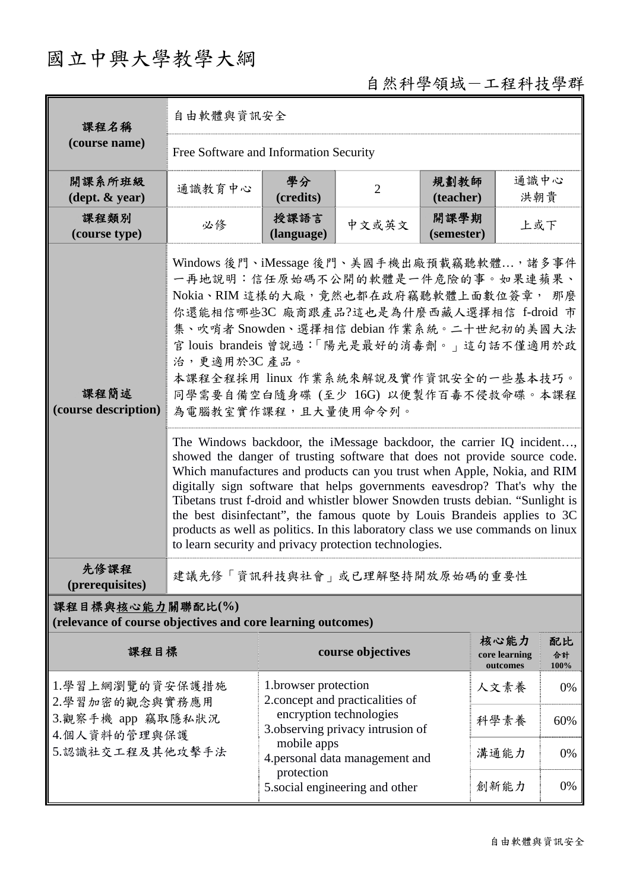# 國立中興大學教學大綱

自然科學領域－工程科技學群

| 課程名稱 (course name) | 自由軟體與資訊安全 | | | | |
|---|---|---|---|---|---|
| | Free Software and Information Security | | | | |
| 開課系所班級 (dept. & year) | 通識教育中心 | 學分 (credits) | 2 | 規劃教師 (teacher) | 通識中心 洪朝貴 |
| 課程類別 (course type) | 必修 | 授課語言 (language) | 中文或英文 | 開課學期 (semester) | 上或下 |
| 課程簡述 (course description) | Windows 後門、iMessage 後門、美國手機出廠預載竊聽軟體…，諸多事件一再地說明：信任原始碼不公開的軟體是一件危險的事。如果連蘋果、Nokia、RIM 這樣的大廠，竟然也都在政府竊聽軟體上面數位簽章， 那麼你還能相信哪些3C 廠商跟產品?這也是為什麼西藏人選擇相信 f-droid 市集、吹哨者 Snowden、選擇相信 debian 作業系統。二十世紀初的美國大法官 louis brandeis 曾說過:「陽光是最好的消毒劑。」這句話不僅適用於政治，更適用於3C 產品。<br>本課程全程採用 linux 作業系統來解說及實作資訊安全的一些基本技巧。同學需要自備空白隨身碟 (至少 16G) 以便製作百毒不侵救命碟。本課程為電腦教室實作課程，且大量使用命令列。 | | | | |
| | The Windows backdoor, the iMessage backdoor, the carrier IQ incident…, showed the danger of trusting software that does not provide source code. Which manufactures and products can you trust when Apple, Nokia, and RIM digitally sign software that helps governments eavesdrop? That's why the Tibetans trust f-droid and whistler blower Snowden trusts debian. “Sunlight is the best disinfectant”, the famous quote by Louis Brandeis applies to 3C products as well as politics. In this laboratory class we use commands on linux to learn security and privacy protection technologies. | | | | |
| 先修課程 (prerequisites) | 建議先修「資訊科技與社會」或已理解堅持開放原始碼的重要性 | | | | |

**課程目標與核心能力關聯配比(%)**
**(relevance of course objectives and core learning outcomes)**

| 課程目標 | course objectives | 核心能力 core learning outcomes | 配比 合計 100% |
|---|---|---|---|
| 1.學習上網瀏覽的資安保護措施<br>2.學習加密的觀念與實務應用<br>3.觀察手機 app 竊取隱私狀況<br>4.個人資料的管理與保護<br>5.認識社交工程及其他攻擊手法 | 1.browser protection<br>2.concept and practicalities of encryption technologies<br>3.observing privacy intrusion of mobile apps<br>4.personal data management and protection<br>5.social engineering and other | 人文素養 | 0% |
| | | 科學素養 | 60% |
| | | 溝通能力 | 0% |
| | | 創新能力 | 0% |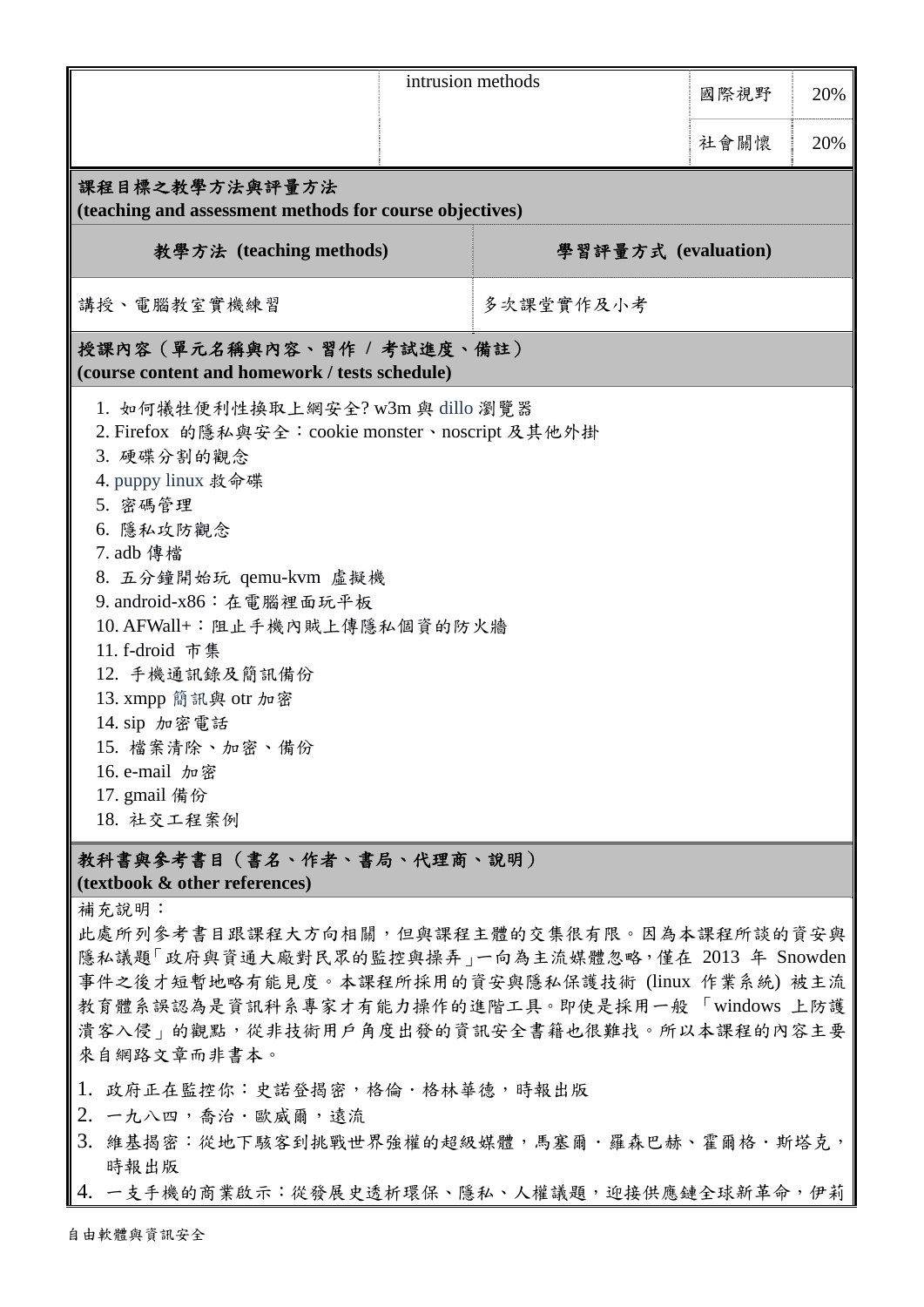| | intrusion methods | 國際視野 | 20% |
|---|---|---|---|
| | | 社會關懷 | 20% |

**課程目標之教學方法與評量方法**
**(teaching and assessment methods for course objectives)**

| 教學方法 (teaching methods) | 學習評量方式 (evaluation) |
|---|---|
| 講授、電腦教室實機練習 | 多次課堂實作及小考 |

**授課內容（單元名稱與內容、習作 / 考試進度、備註）**
**(course content and homework / tests schedule)**

1. 如何犧牲便利性換取上網安全? w3m 與 dillo 瀏覽器
2. Firefox 的隱私與安全：cookie monster、noscript 及其他外掛
3. 硬碟分割的觀念
4. puppy linux 救命碟
5. 密碼管理
6. 隱私攻防觀念
7. adb 傳檔
8. 五分鐘開始玩 qemu-kvm 虛擬機
9. android-x86：在電腦裡面玩平板
10. AFWall+：阻止手機內賊上傳隱私個資的防火牆
11. f-droid 市集
12. 手機通訊錄及簡訊備份
13. xmpp 簡訊與 otr 加密
14. sip 加密電話
15. 檔案清除、加密、備份
16. e-mail 加密
17. gmail 備份
18. 社交工程案例

**教科書與參考書目（書名、作者、書局、代理商、說明）**
**(textbook & other references)**

補充說明：
此處所列參考書目跟課程大方向相關，但與課程主體的交集很有限。因為本課程所談的資安與隱私議題「政府與資通大廠對民眾的監控與操弄」一向為主流媒體忽略，僅在 2013 年 Snowden 事件之後才短暫地略有能見度。本課程所採用的資安與隱私保護技術 (linux 作業系統) 被主流教育體系誤認為是資訊科系專家才有能力操作的進階工具。即使是採用一般 「windows 上防護潰客入侵」的觀點，從非技術用戶角度出發的資訊安全書籍也很難找。所以本課程的內容主要來自網路文章而非書本。

1. 政府正在監控你：史諾登揭密，格倫．格林華德，時報出版
2. 一九八四，喬治．歐威爾，遠流
3. 維基揭密：從地下駭客到挑戰世界強權的超級媒體，馬塞爾．羅森巴赫、霍爾格．斯塔克，時報出版
4. 一支手機的商業啟示：從發展史透析環保、隱私、人權議題，迎接供應鏈全球新革命，伊莉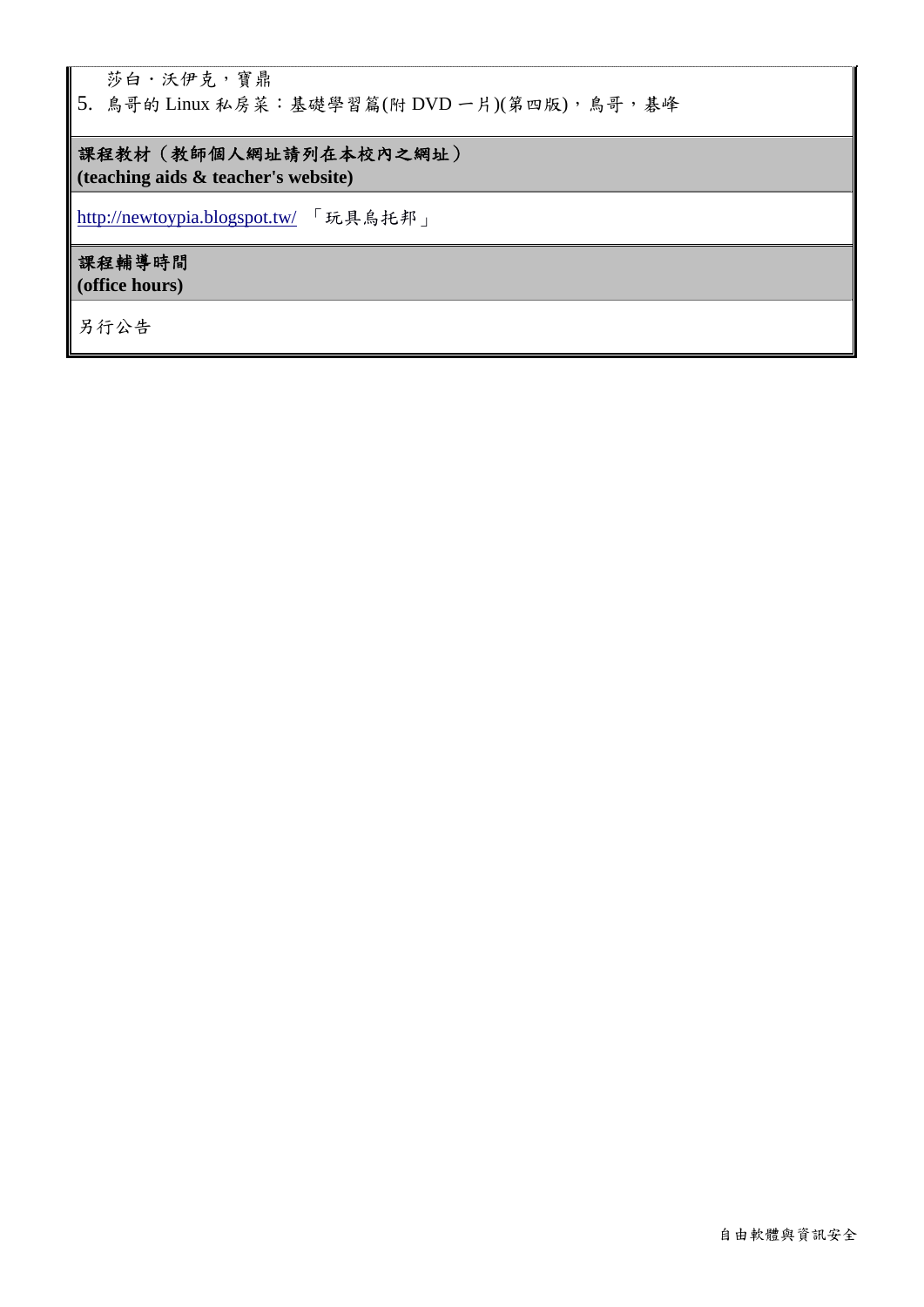莎白・沃伊克，寶鼎

5. 鳥哥的 Linux 私房菜：基礎學習篇(附 DVD 一片)(第四版)，鳥哥，碁峰

**課程教材（教師個人網址請列在本校內之網址）**
**(teaching aids & teacher's website)**

http://newtoypia.blogspot.tw/ 「玩具烏托邦」

**課程輔導時間**
**(office hours)**

另行公告